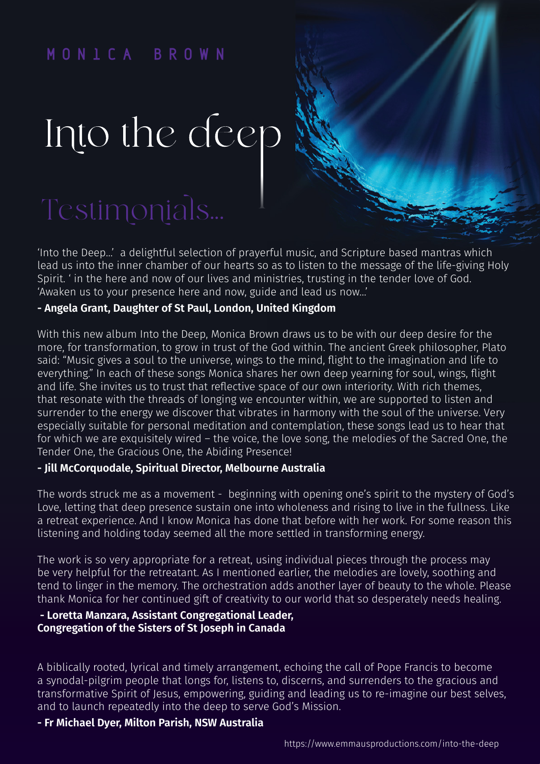MONICA BROWN

# Into the deep

## Testimonials...

'Into the Deep...' a delightful selection of prayerful music, and Scripture based mantras which lead us into the inner chamber of our hearts so as to listen to the message of the life-giving Holy Spirit. ' in the here and now of our lives and ministries, trusting in the tender love of God. 'Awaken us to your presence here and now, guide and lead us now...'

**- Angela Grant, Daughter of St Paul, London, United Kingdom**

With this new album Into the Deep, Monica Brown draws us to be with our deep desire for the more, for transformation, to grow in trust of the God within. The ancient Greek philosopher, Plato said: "Music gives a soul to the universe, wings to the mind, flight to the imagination and life to everything." In each of these songs Monica shares her own deep yearning for soul, wings, flight and life. She invites us to trust that reflective space of our own interiority. With rich themes, that resonate with the threads of longing we encounter within, we are supported to listen and surrender to the energy we discover that vibrates in harmony with the soul of the universe. Very especially suitable for personal meditation and contemplation, these songs lead us to hear that for which we are exquisitely wired – the voice, the love song, the melodies of the Sacred One, the Tender One, the Gracious One, the Abiding Presence!

**- Jill McCorquodale, Spiritual Director, Melbourne Australia**

The words struck me as a movement - beginning with opening one's spirit to the mystery of God's Love, letting that deep presence sustain one into wholeness and rising to live in the fullness. Like a retreat experience. And I know Monica has done that before with her work. For some reason this listening and holding today seemed all the more settled in transforming energy.

The work is so very appropriate for a retreat, using individual pieces through the process may be very helpful for the retreatant. As I mentioned earlier, the melodies are lovely, soothing and tend to linger in the memory. The orchestration adds another layer of beauty to the whole. Please thank Monica for her continued gift of creativity to our world that so desperately needs healing.

**- Loretta Manzara, Assistant Congregational Leader,
Congregation of the Sisters of St Joseph in Canada**

A biblically rooted, lyrical and timely arrangement, echoing the call of Pope Francis to become a synodal-pilgrim people that longs for, listens to, discerns, and surrenders to the gracious and transformative Spirit of Jesus, empowering, guiding and leading us to re-imagine our best selves, and to launch repeatedly into the deep to serve God's Mission.

**- Fr Michael Dyer, Milton Parish, NSW Australia**

https://www.emmausproductions.com/into-the-deep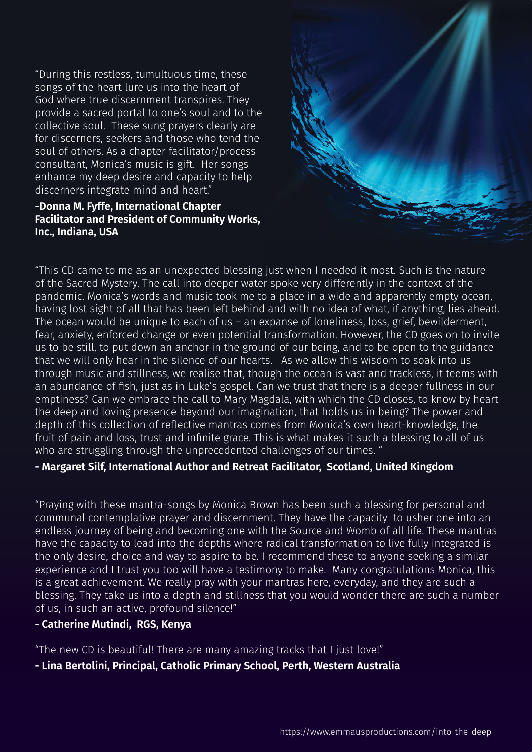"During this restless, tumultuous time, these songs of the heart lure us into the heart of God where true discernment transpires. They provide a sacred portal to one's soul and to the collective soul. These sung prayers clearly are for discerners, seekers and those who tend the soul of others. As a chapter facilitator/process consultant, Monica's music is gift. Her songs enhance my deep desire and capacity to help discerners integrate mind and heart."

**-Donna M. Fyffe, International Chapter Facilitator and President of Community Works, Inc., Indiana, USA**

"This CD came to me as an unexpected blessing just when I needed it most. Such is the nature of the Sacred Mystery. The call into deeper water spoke very differently in the context of the pandemic. Monica's words and music took me to a place in a wide and apparently empty ocean, having lost sight of all that has been left behind and with no idea of what, if anything, lies ahead. The ocean would be unique to each of us – an expanse of loneliness, loss, grief, bewilderment, fear, anxiety, enforced change or even potential transformation. However, the CD goes on to invite us to be still, to put down an anchor in the ground of our being, and to be open to the guidance that we will only hear in the silence of our hearts. As we allow this wisdom to soak into us through music and stillness, we realise that, though the ocean is vast and trackless, it teems with an abundance of fish, just as in Luke's gospel. Can we trust that there is a deeper fullness in our emptiness? Can we embrace the call to Mary Magdala, with which the CD closes, to know by heart the deep and loving presence beyond our imagination, that holds us in being? The power and depth of this collection of reflective mantras comes from Monica's own heart-knowledge, the fruit of pain and loss, trust and infinite grace. This is what makes it such a blessing to all of us who are struggling through the unprecedented challenges of our times. "

**- Margaret Silf, International Author and Retreat Facilitator, Scotland, United Kingdom**

"Praying with these mantra-songs by Monica Brown has been such a blessing for personal and communal contemplative prayer and discernment. They have the capacity to usher one into an endless journey of being and becoming one with the Source and Womb of all life. These mantras have the capacity to lead into the depths where radical transformation to live fully integrated is the only desire, choice and way to aspire to be. I recommend these to anyone seeking a similar experience and I trust you too will have a testimony to make. Many congratulations Monica, this is a great achievement. We really pray with your mantras here, everyday, and they are such a blessing. They take us into a depth and stillness that you would wonder there are such a number of us, in such an active, profound silence!"

**- Catherine Mutindi, RGS, Kenya**

"The new CD is beautiful! There are many amazing tracks that I just love!"

**- Lina Bertolini, Principal, Catholic Primary School, Perth, Western Australia**

https://www.emmausproductions.com/into-the-deep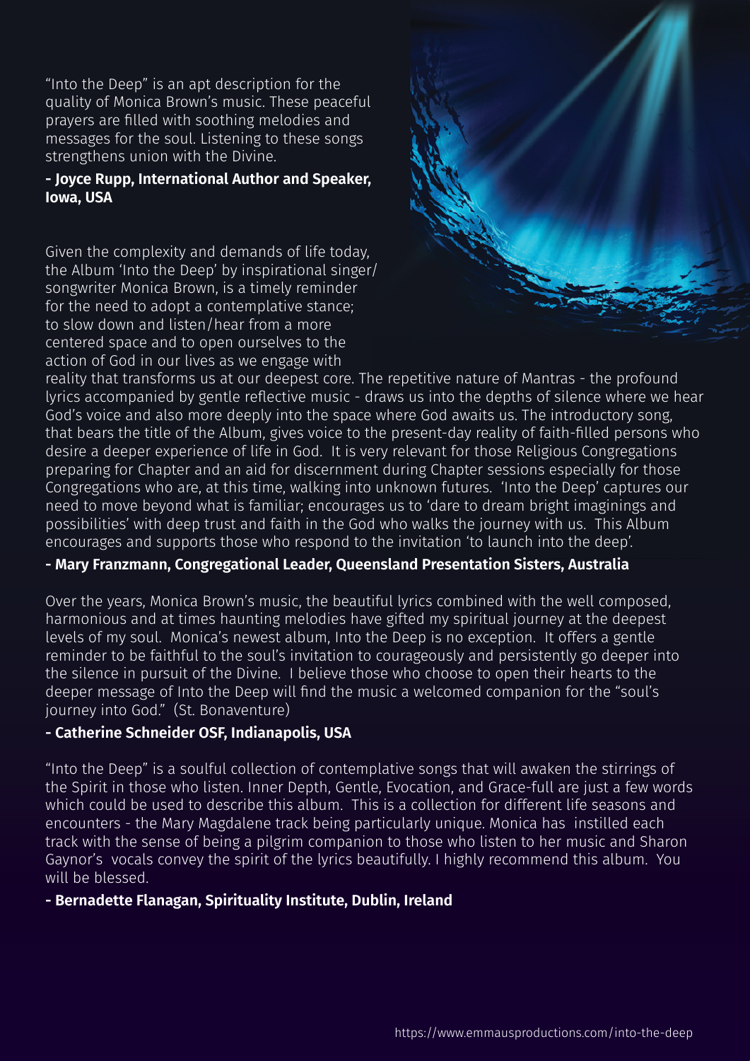"Into the Deep" is an apt description for the quality of Monica Brown's music. These peaceful prayers are filled with soothing melodies and messages for the soul. Listening to these songs strengthens union with the Divine.

**- Joyce Rupp, International Author and Speaker, Iowa, USA**

Given the complexity and demands of life today, the Album 'Into the Deep' by inspirational singer/songwriter Monica Brown, is a timely reminder for the need to adopt a contemplative stance; to slow down and listen/hear from a more centered space and to open ourselves to the action of God in our lives as we engage with reality that transforms us at our deepest core. The repetitive nature of Mantras - the profound lyrics accompanied by gentle reflective music - draws us into the depths of silence where we hear God's voice and also more deeply into the space where God awaits us. The introductory song, that bears the title of the Album, gives voice to the present-day reality of faith-filled persons who desire a deeper experience of life in God. It is very relevant for those Religious Congregations preparing for Chapter and an aid for discernment during Chapter sessions especially for those Congregations who are, at this time, walking into unknown futures. 'Into the Deep' captures our need to move beyond what is familiar; encourages us to 'dare to dream bright imaginings and possibilities' with deep trust and faith in the God who walks the journey with us. This Album encourages and supports those who respond to the invitation 'to launch into the deep'.

**- Mary Franzmann, Congregational Leader, Queensland Presentation Sisters, Australia**

Over the years, Monica Brown's music, the beautiful lyrics combined with the well composed, harmonious and at times haunting melodies have gifted my spiritual journey at the deepest levels of my soul. Monica's newest album, Into the Deep is no exception. It offers a gentle reminder to be faithful to the soul's invitation to courageously and persistently go deeper into the silence in pursuit of the Divine. I believe those who choose to open their hearts to the deeper message of Into the Deep will find the music a welcomed companion for the "soul's journey into God." (St. Bonaventure)

**- Catherine Schneider OSF, Indianapolis, USA**

"Into the Deep" is a soulful collection of contemplative songs that will awaken the stirrings of the Spirit in those who listen. Inner Depth, Gentle, Evocation, and Grace-full are just a few words which could be used to describe this album. This is a collection for different life seasons and encounters - the Mary Magdalene track being particularly unique. Monica has instilled each track with the sense of being a pilgrim companion to those who listen to her music and Sharon Gaynor's vocals convey the spirit of the lyrics beautifully. I highly recommend this album. You will be blessed.

**- Bernadette Flanagan, Spirituality Institute, Dublin, Ireland**

https://www.emmausproductions.com/into-the-deep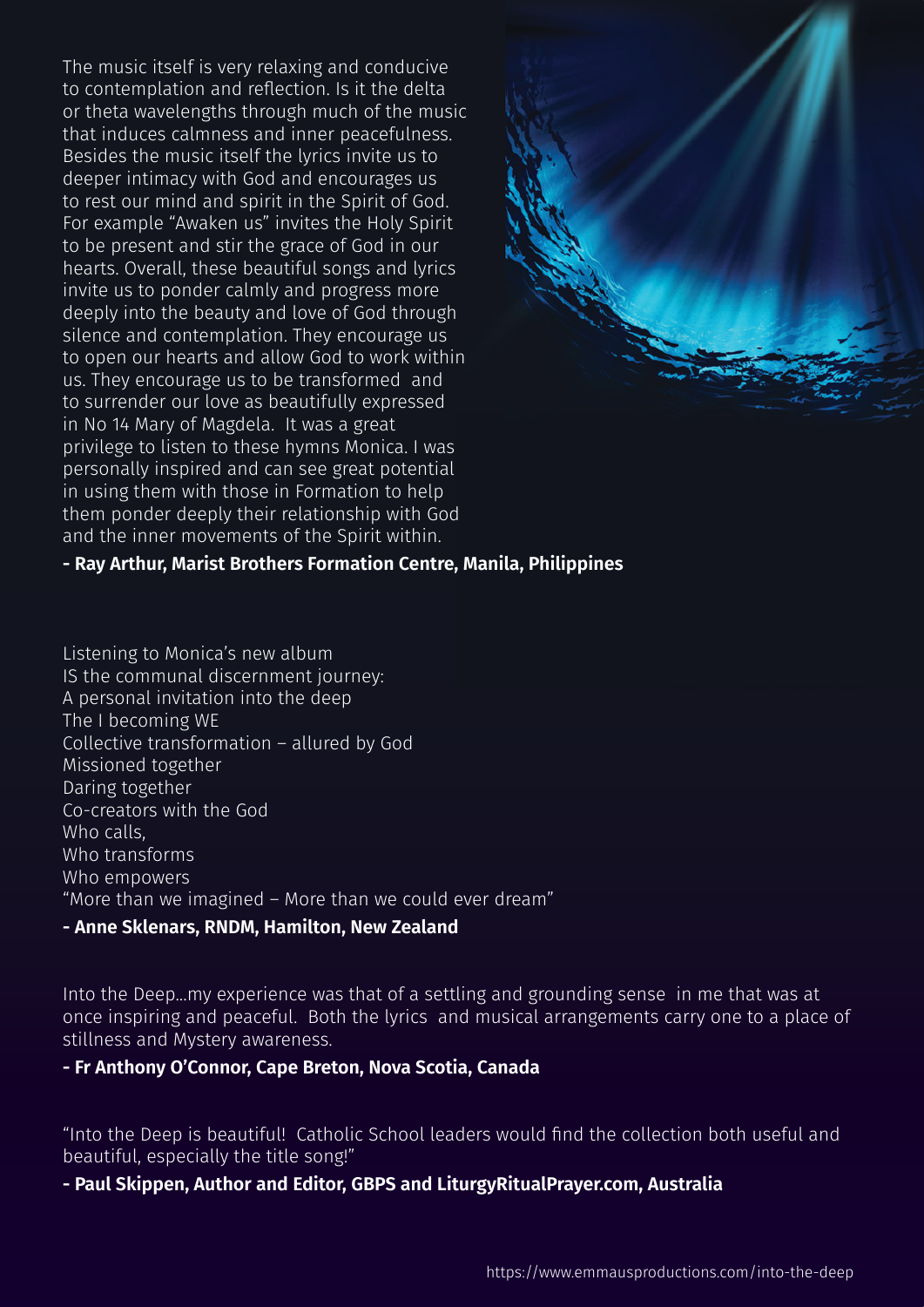The music itself is very relaxing and conducive to contemplation and reflection. Is it the delta or theta wavelengths through much of the music that induces calmness and inner peacefulness. Besides the music itself the lyrics invite us to deeper intimacy with God and encourages us to rest our mind and spirit in the Spirit of God. For example "Awaken us" invites the Holy Spirit to be present and stir the grace of God in our hearts. Overall, these beautiful songs and lyrics invite us to ponder calmly and progress more deeply into the beauty and love of God through silence and contemplation. They encourage us to open our hearts and allow God to work within us. They encourage us to be transformed and to surrender our love as beautifully expressed in No 14 Mary of Magdela. It was a great privilege to listen to these hymns Monica. I was personally inspired and can see great potential in using them with those in Formation to help them ponder deeply their relationship with God and the inner movements of the Spirit within.

**- Ray Arthur, Marist Brothers Formation Centre, Manila, Philippines**

Listening to Monica's new album
IS the communal discernment journey:
A personal invitation into the deep
The I becoming WE
Collective transformation – allured by God
Missioned together
Daring together
Co-creators with the God
Who calls,
Who transforms
Who empowers
"More than we imagined – More than we could ever dream"

**- Anne Sklenars, RNDM, Hamilton, New Zealand**

Into the Deep…my experience was that of a settling and grounding sense in me that was at once inspiring and peaceful. Both the lyrics and musical arrangements carry one to a place of stillness and Mystery awareness.

**- Fr Anthony O'Connor, Cape Breton, Nova Scotia, Canada**

"Into the Deep is beautiful! Catholic School leaders would find the collection both useful and beautiful, especially the title song!"

**- Paul Skippen, Author and Editor, GBPS and LiturgyRitualPrayer.com, Australia**

https://www.emmausproductions.com/into-the-deep